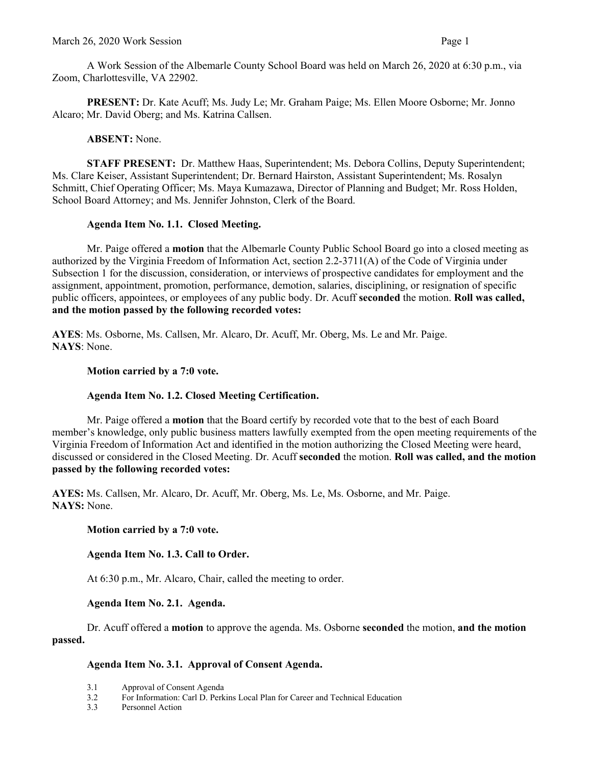A Work Session of the Albemarle County School Board was held on March 26, 2020 at 6:30 p.m., via Zoom, Charlottesville, VA 22902.

**PRESENT:** Dr. Kate Acuff; Ms. Judy Le; Mr. Graham Paige; Ms. Ellen Moore Osborne; Mr. Jonno Alcaro; Mr. David Oberg; and Ms. Katrina Callsen.

**ABSENT:** None.

**STAFF PRESENT:** Dr. Matthew Haas, Superintendent; Ms. Debora Collins, Deputy Superintendent; Ms. Clare Keiser, Assistant Superintendent; Dr. Bernard Hairston, Assistant Superintendent; Ms. Rosalyn Schmitt, Chief Operating Officer; Ms. Maya Kumazawa, Director of Planning and Budget; Mr. Ross Holden, School Board Attorney; and Ms. Jennifer Johnston, Clerk of the Board.

**Agenda Item No. 1.1. Closed Meeting.**

Mr. Paige offered a **motion** that the Albemarle County Public School Board go into a closed meeting as authorized by the Virginia Freedom of Information Act, section 2.2-3711(A) of the Code of Virginia under Subsection 1 for the discussion, consideration, or interviews of prospective candidates for employment and the assignment, appointment, promotion, performance, demotion, salaries, disciplining, or resignation of specific public officers, appointees, or employees of any public body. Dr. Acuff **seconded** the motion. **Roll was called, and the motion passed by the following recorded votes:**

**AYES**: Ms. Osborne, Ms. Callsen, Mr. Alcaro, Dr. Acuff, Mr. Oberg, Ms. Le and Mr. Paige.
**NAYS**: None.

**Motion carried by a 7:0 vote.**

**Agenda Item No. 1.2. Closed Meeting Certification.**

Mr. Paige offered a **motion** that the Board certify by recorded vote that to the best of each Board member's knowledge, only public business matters lawfully exempted from the open meeting requirements of the Virginia Freedom of Information Act and identified in the motion authorizing the Closed Meeting were heard, discussed or considered in the Closed Meeting. Dr. Acuff **seconded** the motion. **Roll was called, and the motion passed by the following recorded votes:**

**AYES:** Ms. Callsen, Mr. Alcaro, Dr. Acuff, Mr. Oberg, Ms. Le, Ms. Osborne, and Mr. Paige.
**NAYS:** None.

**Motion carried by a 7:0 vote.**

**Agenda Item No. 1.3. Call to Order.**

At 6:30 p.m., Mr. Alcaro, Chair, called the meeting to order.

**Agenda Item No. 2.1. Agenda.**

Dr. Acuff offered a **motion** to approve the agenda. Ms. Osborne **seconded** the motion, **and the motion passed.**

**Agenda Item No. 3.1. Approval of Consent Agenda.**

3.1 Approval of Consent Agenda
3.2 For Information: Carl D. Perkins Local Plan for Career and Technical Education
3.3 Personnel Action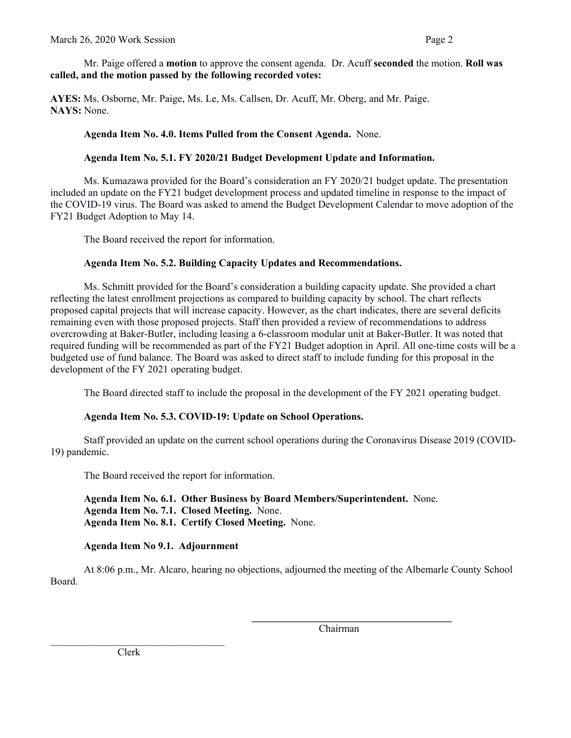Mr. Paige offered a **motion** to approve the consent agenda. Dr. Acuff **seconded** the motion. **Roll was called, and the motion passed by the following recorded votes:**

**AYES:** Ms. Osborne, Mr. Paige, Ms. Le, Ms. Callsen, Dr. Acuff, Mr. Oberg, and Mr. Paige.
**NAYS:** None.

**Agenda Item No. 4.0. Items Pulled from the Consent Agenda.** None.

**Agenda Item No. 5.1. FY 2020/21 Budget Development Update and Information.**

Ms. Kumazawa provided for the Board's consideration an FY 2020/21 budget update. The presentation included an update on the FY21 budget development process and updated timeline in response to the impact of the COVID-19 virus. The Board was asked to amend the Budget Development Calendar to move adoption of the FY21 Budget Adoption to May 14.

The Board received the report for information.

**Agenda Item No. 5.2. Building Capacity Updates and Recommendations.**

Ms. Schmitt provided for the Board's consideration a building capacity update. She provided a chart reflecting the latest enrollment projections as compared to building capacity by school. The chart reflects proposed capital projects that will increase capacity. However, as the chart indicates, there are several deficits remaining even with those proposed projects. Staff then provided a review of recommendations to address overcrowding at Baker-Butler, including leasing a 6-classroom modular unit at Baker-Butler. It was noted that required funding will be recommended as part of the FY21 Budget adoption in April. All one-time costs will be a budgeted use of fund balance. The Board was asked to direct staff to include funding for this proposal in the development of the FY 2021 operating budget.

The Board directed staff to include the proposal in the development of the FY 2021 operating budget.

**Agenda Item No. 5.3. COVID-19: Update on School Operations.**

Staff provided an update on the current school operations during the Coronavirus Disease 2019 (COVID-19) pandemic.

The Board received the report for information.

**Agenda Item No. 6.1. Other Business by Board Members/Superintendent.** None.
**Agenda Item No. 7.1. Closed Meeting.** None.
**Agenda Item No. 8.1. Certify Closed Meeting.** None.

**Agenda Item No 9.1. Adjournment**

At 8:06 p.m., Mr. Alcaro, hearing no objections, adjourned the meeting of the Albemarle County School Board.

\_\_\_\_\_\_\_\_\_\_\_\_\_\_\_\_\_\_\_\_\_\_\_\_\_\_\_\_\_\_\_\_\_\_\_\_\_\_
Chairman

\_\_\_\_\_\_\_\_\_\_\_\_\_\_\_\_\_\_\_\_\_\_\_\_\_\_\_\_\_\_\_\_\_\_\_\_\_\_
Clerk